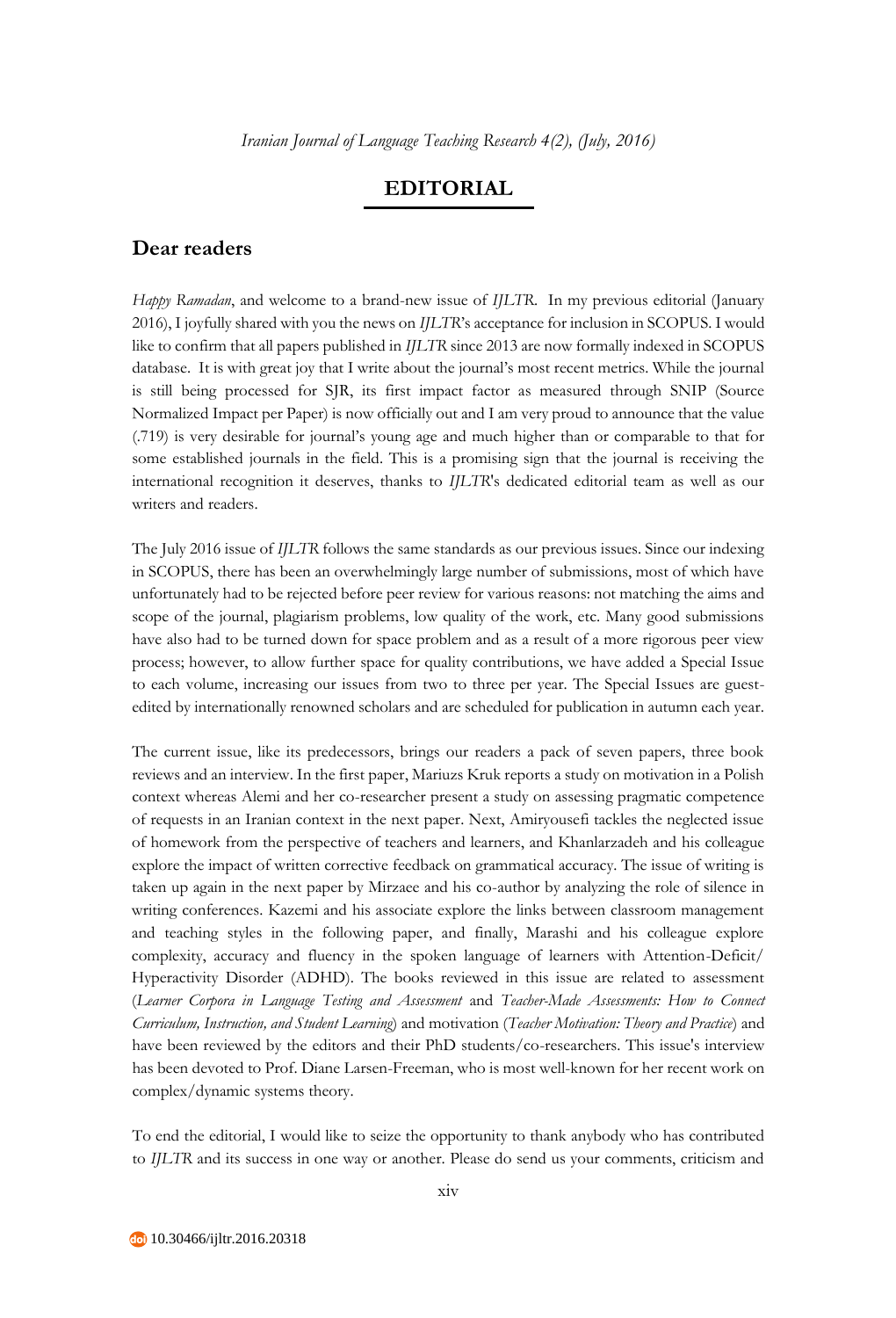# EDITORIAL

## Dear readers

*Happy Ramadan*, and welcome to a brand-new issue of *IJLTR*. In my previous editorial (January 2016), I joyfully shared with you the news on *IJLTR*'s acceptance for inclusion in SCOPUS. I would like to confirm that all papers published in *IJLTR* since 2013 are now formally indexed in SCOPUS database. It is with great joy that I write about the journal's most recent metrics. While the journal is still being processed for SJR, its first impact factor as measured through SNIP (Source Normalized Impact per Paper) is now officially out and I am very proud to announce that the value (.719) is very desirable for journal's young age and much higher than or comparable to that for some established journals in the field. This is a promising sign that the journal is receiving the international recognition it deserves, thanks to *IJLTR*'s dedicated editorial team as well as our writers and readers.

The July 2016 issue of *IJLTR* follows the same standards as our previous issues. Since our indexing in SCOPUS, there has been an overwhelmingly large number of submissions, most of which have unfortunately had to be rejected before peer review for various reasons: not matching the aims and scope of the journal, plagiarism problems, low quality of the work, etc. Many good submissions have also had to be turned down for space problem and as a result of a more rigorous peer view process; however, to allow further space for quality contributions, we have added a Special Issue to each volume, increasing our issues from two to three per year. The Special Issues are guest-edited by internationally renowned scholars and are scheduled for publication in autumn each year.

The current issue, like its predecessors, brings our readers a pack of seven papers, three book reviews and an interview. In the first paper, Mariuzs Kruk reports a study on motivation in a Polish context whereas Alemi and her co-researcher present a study on assessing pragmatic competence of requests in an Iranian context in the next paper. Next, Amiryousefi tackles the neglected issue of homework from the perspective of teachers and learners, and Khanlarzadeh and his colleague explore the impact of written corrective feedback on grammatical accuracy. The issue of writing is taken up again in the next paper by Mirzaee and his co-author by analyzing the role of silence in writing conferences. Kazemi and his associate explore the links between classroom management and teaching styles in the following paper, and finally, Marashi and his colleague explore complexity, accuracy and fluency in the spoken language of learners with Attention-Deficit/ Hyperactivity Disorder (ADHD). The books reviewed in this issue are related to assessment (*Learner Corpora in Language Testing and Assessment* and *Teacher-Made Assessments: How to Connect Curriculum, Instruction, and Student Learning*) and motivation (*Teacher Motivation: Theory and Practice*) and have been reviewed by the editors and their PhD students/co-researchers. This issue's interview has been devoted to Prof. Diane Larsen-Freeman, who is most well-known for her recent work on complex/dynamic systems theory.

To end the editorial, I would like to seize the opportunity to thank anybody who has contributed to *IJLTR* and its success in one way or another. Please do send us your comments, criticism and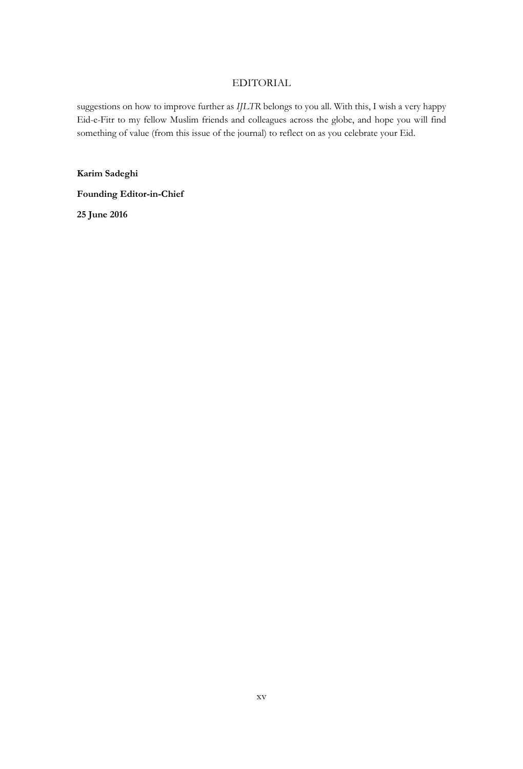suggestions on how to improve further as *IJLTR* belongs to you all. With this, I wish a very happy Eid-e-Fitr to my fellow Muslim friends and colleagues across the globe, and hope you will find something of value (from this issue of the journal) to reflect on as you celebrate your Eid.

**Karim Sadeghi**

**Founding Editor-in-Chief**

**25 June 2016**